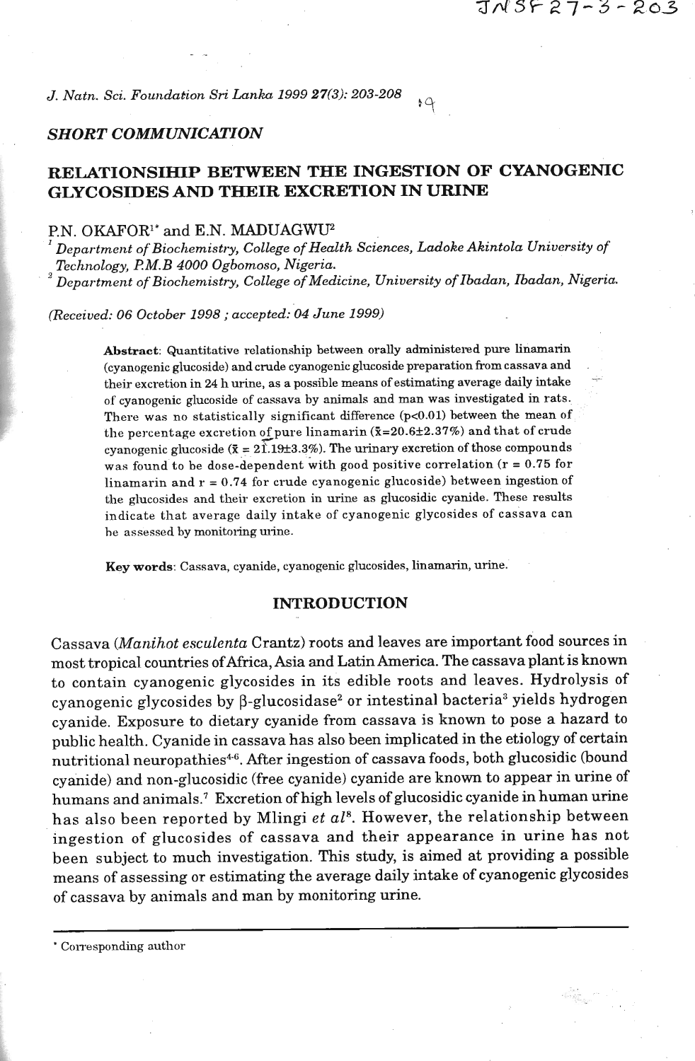*SHORT COMMUNICATION*

# RELATIONSIHIP BETWEEN THE INGESTION OF CYANOGENIC GLYCOSIDES AND THEIR EXCRETION IN URINE

P.N. OKAFOR[1]* and E.N. MADUAGWU[2]

[1] *Department of Biochemistry, College of Health Sciences, Ladoke Akintola University of Technology, P.M.B 4000 Ogbomoso, Nigeria.*

[2] *Department of Biochemistry, College of Medicine, University of Ibadan, Ibadan, Nigeria.*

*(Received: 06 October 1998 ; accepted: 04 June 1999)*

**Abstract**: Quantitative relationship between orally administered pure linamarin (cyanogenic glucoside) and crude cyanogenic glucoside preparation from cassava and their excretion in 24 h urine, as a possible means of estimating average daily intake of cyanogenic glucoside of cassava by animals and man was investigated in rats. There was no statistically significant difference ($p<0.01$) between the mean of the percentage excretion of pure linamarin ($\bar{x}=20.6\pm2.37\%$) and that of crude cyanogenic glucoside ($\bar{x} = 21.19\pm3.3\%$). The urinary excretion of those compounds was found to be dose-dependent with good positive correlation ($r = 0.75$ for linamarin and $r = 0.74$ for crude cyanogenic glucoside) between ingestion of the glucosides and their excretion in urine as glucosidic cyanide. These results indicate that average daily intake of cyanogenic glycosides of cassava can be assessed by monitoring urine.

**Key words**: Cassava, cyanide, cyanogenic glucosides, linamarin, urine.

## INTRODUCTION

Cassava (*Manihot esculenta* Crantz) roots and leaves are important food sources in most tropical countries of Africa, Asia and Latin America. The cassava plant is known to contain cyanogenic glycosides in its edible roots and leaves. Hydrolysis of cyanogenic glycosides by β-glucosidase[2] or intestinal bacteria[3] yields hydrogen cyanide. Exposure to dietary cyanide from cassava is known to pose a hazard to public health. Cyanide in cassava has also been implicated in the etiology of certain nutritional neuropathies[4-6]. After ingestion of cassava foods, both glucosidic (bound cyanide) and non-glucosidic (free cyanide) cyanide are known to appear in urine of humans and animals.[7] Excretion of high levels of glucosidic cyanide in human urine has also been reported by Mlingi *et al*[8]. However, the relationship between ingestion of glucosides of cassava and their appearance in urine has not been subject to much investigation. This study, is aimed at providing a possible means of assessing or estimating the average daily intake of cyanogenic glycosides of cassava by animals and man by monitoring urine.

* Corresponding author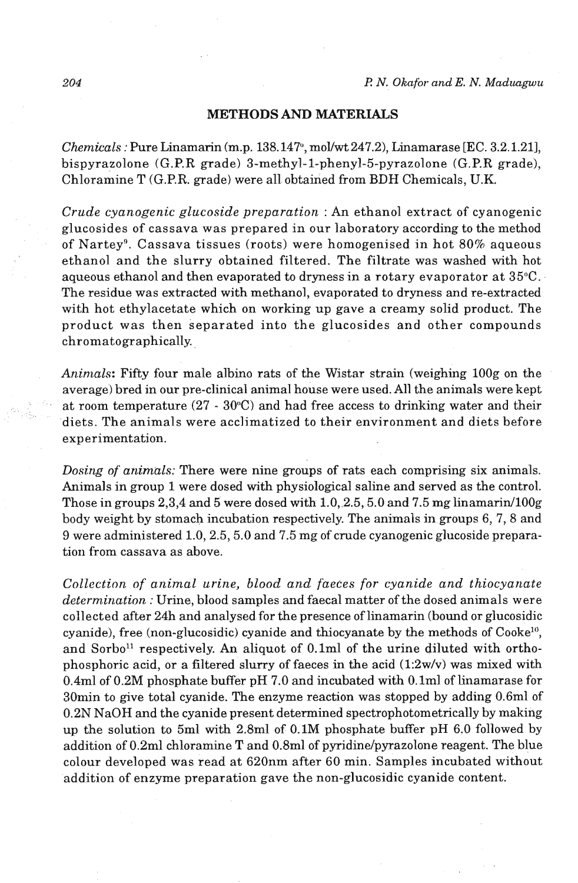## METHODS AND MATERIALS

*Chemicals :* Pure Linamarin (m.p. 138.147°, mol/wt 247.2), Linamarase [EC. 3.2.1.21], bispyrazolone (G.P.R grade) 3-methyl-1-phenyl-5-pyrazolone (G.P.R grade), Chloramine T (G.P.R. grade) were all obtained from BDH Chemicals, U.K.

*Crude cyanogenic glucoside preparation :* An ethanol extract of cyanogenic glucosides of cassava was prepared in our laboratory according to the method of Nartey[9]. Cassava tissues (roots) were homogenised in hot 80% aqueous ethanol and the slurry obtained filtered. The filtrate was washed with hot aqueous ethanol and then evaporated to dryness in a rotary evaporator at 35°C. The residue was extracted with methanol, evaporated to dryness and re-extracted with hot ethylacetate which on working up gave a creamy solid product. The product was then separated into the glucosides and other compounds chromatographically.

*Animals:* Fifty four male albino rats of the Wistar strain (weighing 100g on the average) bred in our pre-clinical animal house were used. All the animals were kept at room temperature (27 - 30°C) and had free access to drinking water and their diets. The animals were acclimatized to their environment and diets before experimentation.

*Dosing of animals:* There were nine groups of rats each comprising six animals. Animals in group 1 were dosed with physiological saline and served as the control. Those in groups 2,3,4 and 5 were dosed with 1.0, 2.5, 5.0 and 7.5 mg linamarin/100g body weight by stomach incubation respectively. The animals in groups 6, 7, 8 and 9 were administered 1.0, 2.5, 5.0 and 7.5 mg of crude cyanogenic glucoside preparation from cassava as above.

*Collection of animal urine, blood and faeces for cyanide and thiocyanate determination :* Urine, blood samples and faecal matter of the dosed animals were collected after 24h and analysed for the presence of linamarin (bound or glucosidic cyanide), free (non-glucosidic) cyanide and thiocyanate by the methods of Cooke[10], and Sorbo[11] respectively. An aliquot of 0.1ml of the urine diluted with ortho-phosphoric acid, or a filtered slurry of faeces in the acid (1:2w/v) was mixed with 0.4ml of 0.2M phosphate buffer pH 7.0 and incubated with 0.1ml of linamarase for 30min to give total cyanide. The enzyme reaction was stopped by adding 0.6ml of 0.2N NaOH and the cyanide present determined spectrophotometrically by making up the solution to 5ml with 2.8ml of 0.1M phosphate buffer pH 6.0 followed by addition of 0.2ml chloramine T and 0.8ml of pyridine/pyrazolone reagent. The blue colour developed was read at 620nm after 60 min. Samples incubated without addition of enzyme preparation gave the non-glucosidic cyanide content.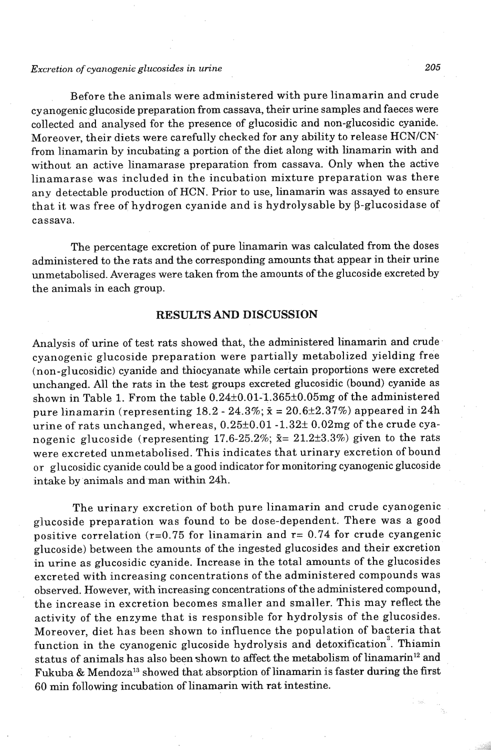Before the animals were administered with pure linamarin and crude cyanogenic glucoside preparation from cassava, their urine samples and faeces were collected and analysed for the presence of glucosidic and non-glucosidic cyanide. Moreover, their diets were carefully checked for any ability to release $HCN/CN^-$ from linamarin by incubating a portion of the diet along with linamarin with and without an active linamarase preparation from cassava. Only when the active linamarase was included in the incubation mixture preparation was there any detectable production of HCN. Prior to use, linamarin was assayed to ensure that it was free of hydrogen cyanide and is hydrolysable by $\beta$-glucosidase of cassava.

The percentage excretion of pure linamarin was calculated from the doses administered to the rats and the corresponding amounts that appear in their urine unmetabolised. Averages were taken from the amounts of the glucoside excreted by the animals in each group.

## RESULTS AND DISCUSSION

Analysis of urine of test rats showed that, the administered linamarin and crude cyanogenic glucoside preparation were partially metabolized yielding free (non-glucosidic) cyanide and thiocyanate while certain proportions were excreted unchanged. All the rats in the test groups excreted glucosidic (bound) cyanide as shown in Table 1. From the table 0.24±0.01-1.365±0.05mg of the administered pure linamarin (representing 18.2 - 24.3%; $\bar{x}$ = 20.6±2.37%) appeared in 24h urine of rats unchanged, whereas, 0.25±0.01 -1.32± 0.02mg of the crude cyanogenic glucoside (representing 17.6-25.2%; $\bar{x}$= 21.2±3.3%) given to the rats were excreted unmetabolised. This indicates that urinary excretion of bound or glucosidic cyanide could be a good indicator for monitoring cyanogenic glucoside intake by animals and man within 24h.

The urinary excretion of both pure linamarin and crude cyanogenic glucoside preparation was found to be dose-dependent. There was a good positive correlation ($r=0.75$ for linamarin and $r= 0.74$ for crude cyangenic glucoside) between the amounts of the ingested glucosides and their excretion in urine as glucosidic cyanide. Increase in the total amounts of the glucosides excreted with increasing concentrations of the administered compounds was observed. However, with increasing concentrations of the administered compound, the increase in excretion becomes smaller and smaller. This may reflect the activity of the enzyme that is responsible for hydrolysis of the glucosides. Moreover, diet has been shown to influence the population of bacteria that function in the cyanogenic glucoside hydrolysis and detoxification[3]. Thiamin status of animals has also been shown to affect the metabolism of linamarin[12] and Fukuba & Mendoza[13] showed that absorption of linamarin is faster during the first 60 min following incubation of linamarin with rat intestine.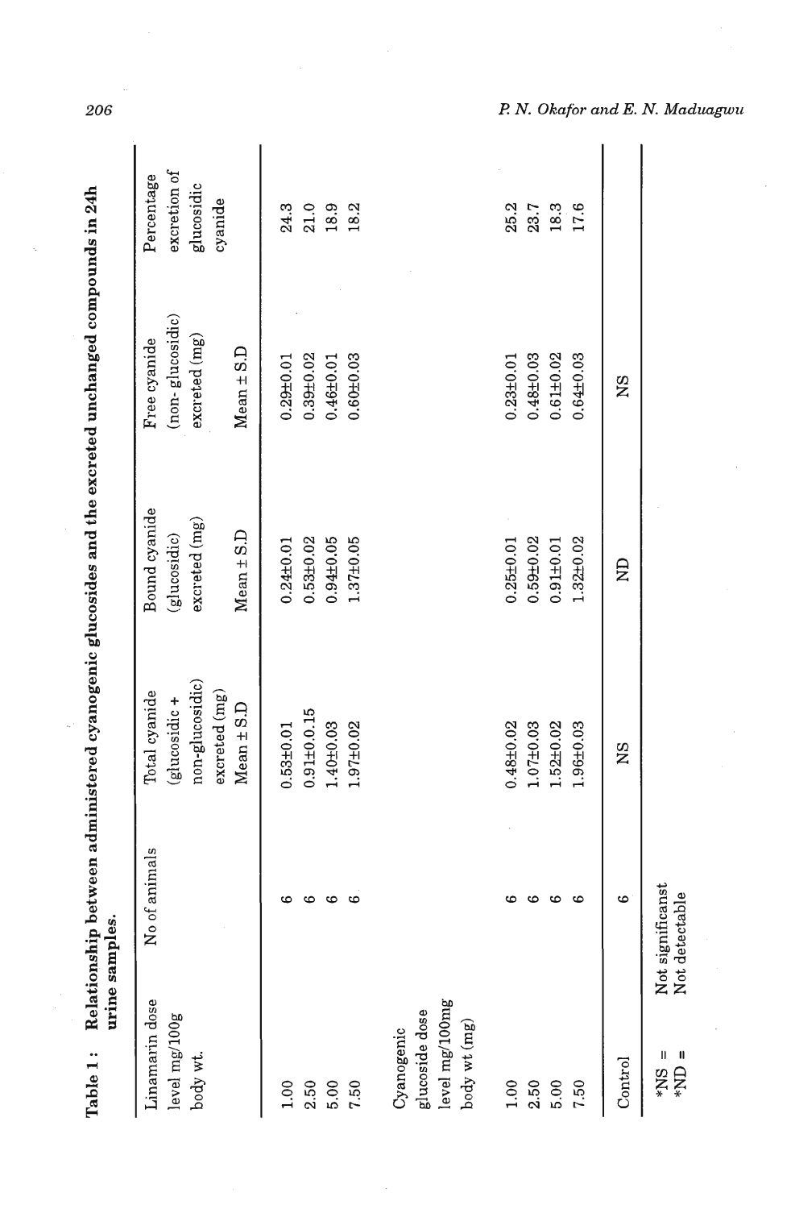**Table 1 : Relationship between administered cyanogenic glucosides and the excreted unchanged compounds in 24h urine samples.**

| Linamarin dose level mg/100g body wt. | No of animals | Total cyanide (glucosidic + non-glucosidic) excreted (mg) Mean ± S.D | Bound cyanide (glucosidic) excreted (mg) Mean ± S.D | Free cyanide (non- glucosidic) excreted (mg) Mean ± S.D | Percentage excretion of glucosidic cyanide |
|---|---|---|---|---|---|
| 1.00 | 6 | 0.53±0.01 | 0.24±0.01 | 0.29±0.01 | 24.3 |
| 2.50 | 6 | 0.91±0.0.15 | 0.53±0.02 | 0.39±0.02 | 21.0 |
| 5.00 | 6 | 1.40±0.03 | 0.94±0.05 | 0.46±0.01 | 18.9 |
| 7.50 | 6 | 1.97±0.02 | 1.37±0.05 | 0.60±0.03 | 18.2 |
| Cyanogenic glucoside dose level mg/100mg body wt (mg) | | | | | |
| 1.00 | 6 | 0.48±0.02 | 0.25±0.01 | 0.23±0.01 | 25.2 |
| 2.50 | 6 | 1.07±0.03 | 0.59±0.02 | 0.48±0.03 | 23.7 |
| 5.00 | 6 | 1.52±0.02 | 0.91±0.01 | 0.61±0.02 | 18.3 |
| 7.50 | 6 | 1.96±0.03 | 1.32±0.02 | 0.64±0.03 | 17.6 |
| Control | 6 | NS | ND | NS | |

*NS = Not significanst
*ND = Not detectable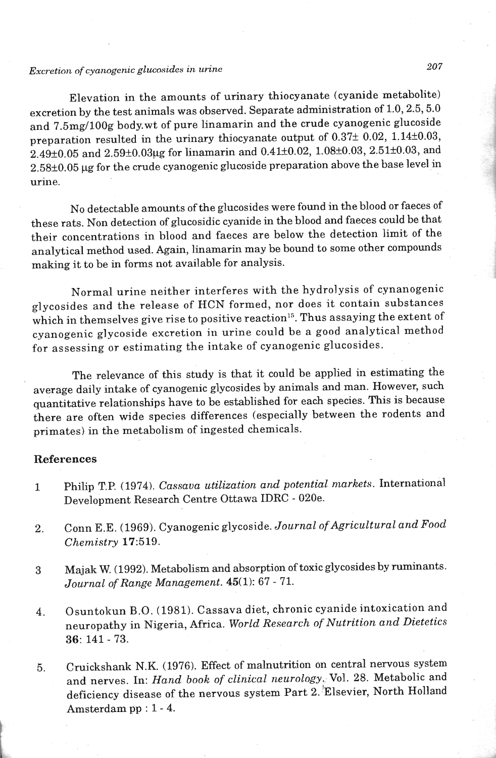Elevation in the amounts of urinary thiocyanate (cyanide metabolite) excretion by the test animals was observed. Separate administration of 1.0, 2.5, 5.0 and 7.5mg/100g body.wt of pure linamarin and the crude cyanogenic glucoside preparation resulted in the urinary thiocyanate output of 0.37± 0.02, 1.14±0.03, 2.49±0.05 and 2.59±0.03μg for linamarin and 0.41±0.02, 1.08±0.03, 2.51±0.03, and 2.58±0.05 μg for the crude cyanogenic glucoside preparation above the base level in urine.

No detectable amounts of the glucosides were found in the blood or faeces of these rats. Non detection of glucosidic cyanide in the blood and faeces could be that their concentrations in blood and faeces are below the detection limit of the analytical method used. Again, linamarin may be bound to some other compounds making it to be in forms not available for analysis.

Normal urine neither interferes with the hydrolysis of cynanogenic glycosides and the release of HCN formed, nor does it contain substances which in themselves give rise to positive reaction[15]. Thus assaying the extent of cyanogenic glycoside excretion in urine could be a good analytical method for assessing or estimating the intake of cyanogenic glucosides.

The relevance of this study is that it could be applied in estimating the average daily intake of cyanogenic glycosides by animals and man. However, such quantitative relationships have to be established for each species. This is because there are often wide species differences (especially between the rodents and primates) in the metabolism of ingested chemicals.

## References

1 Philip T.P. (1974). *Cassava utilization and potential markets*. International Development Research Centre Ottawa IDRC - 020e.

2. Conn E.E. (1969). Cyanogenic glycoside. *Journal of Agricultural and Food Chemistry* **17**:519.

3 Majak W. (1992). Metabolism and absorption of toxic glycosides by ruminants. *Journal of Range Management*. **45**(1): 67 - 71.

4. Osuntokun B.O. (1981). Cassava diet, chronic cyanide intoxication and neuropathy in Nigeria, Africa. *World Research of Nutrition and Dietetics* **36**: 141 - 73.

5. Cruickshank N.K. (1976). Effect of malnutrition on central nervous system and nerves. In: *Hand book of clinical neurology*. Vol. 28. Metabolic and deficiency disease of the nervous system Part 2. Elsevier, North Holland Amsterdam pp : 1 - 4.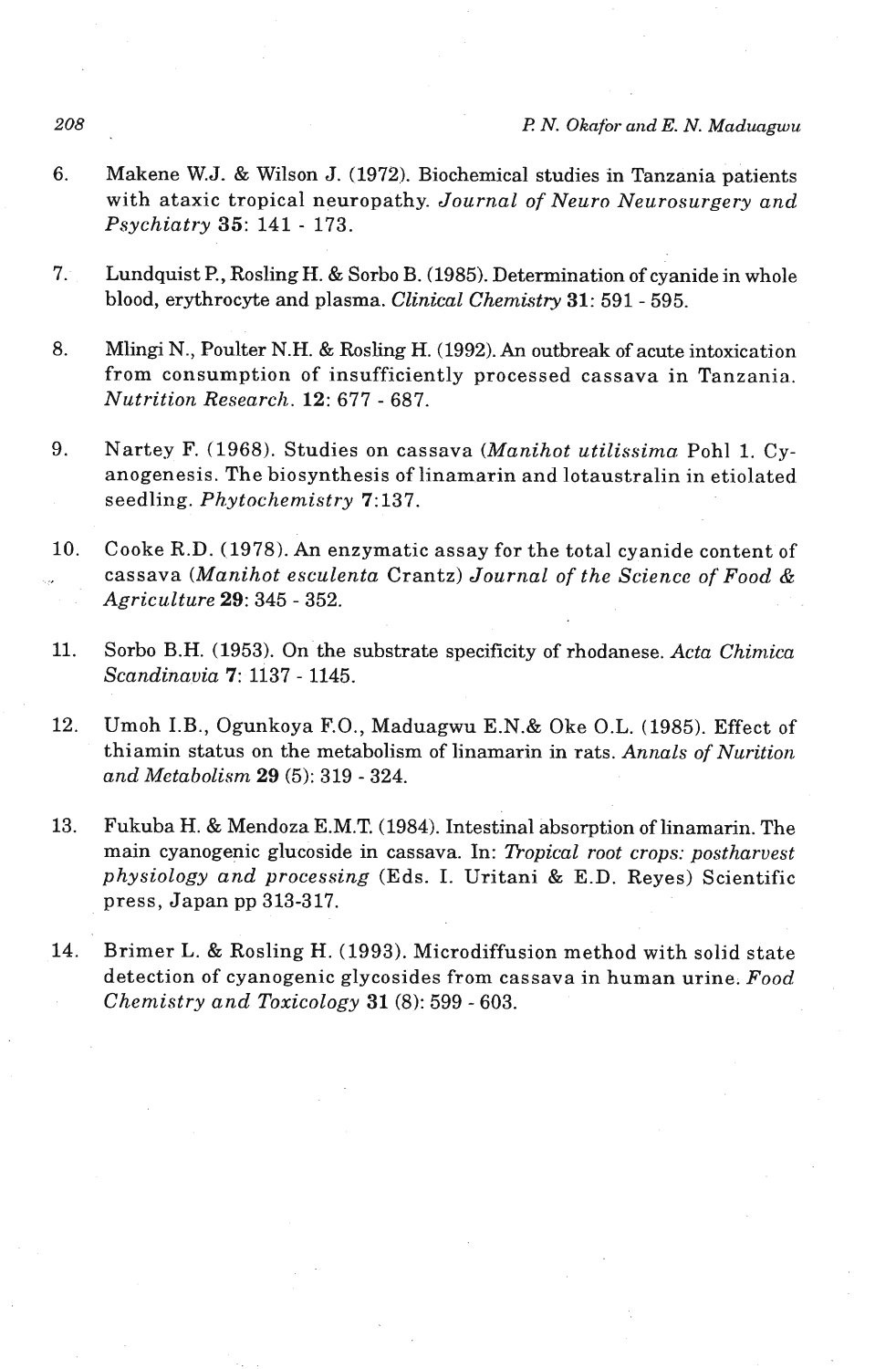6. Makene W.J. & Wilson J. (1972). Biochemical studies in Tanzania patients with ataxic tropical neuropathy. *Journal of Neuro Neurosurgery and Psychiatry* **35**: 141 - 173.

7. Lundquist P., Rosling H. & Sorbo B. (1985). Determination of cyanide in whole blood, erythrocyte and plasma. *Clinical Chemistry* **31**: 591 - 595.

8. Mlingi N., Poulter N.H. & Rosling H. (1992). An outbreak of acute intoxication from consumption of insufficiently processed cassava in Tanzania. *Nutrition Research*. **12**: 677 - 687.

9. Nartey F. (1968). Studies on cassava (*Manihot utilissima* Pohl 1. Cyanogenesis. The biosynthesis of linamarin and lotaustralin in etiolated seedling. *Phytochemistry* **7**:137.

10. Cooke R.D. (1978). An enzymatic assay for the total cyanide content of cassava (*Manihot esculenta* Crantz) *Journal of the Sciencc of Food & Agriculture* **29**: 345 - 352.

11. Sorbo B.H. (1953). On the substrate specificity of rhodanese. *Acta Chimica Scandinavia* **7**: 1137 - 1145.

12. Umoh I.B., Ogunkoya F.O., Maduagwu E.N.& Oke O.L. (1985). Effect of thiamin status on the metabolism of linamarin in rats. *Annals of Nurition and Metabolism* **29** (5): 319 - 324.

13. Fukuba H. & Mendoza E.M.T. (1984). Intestinal absorption of linamarin. The main cyanogenic glucoside in cassava. In: *Tropical root crops: postharvest physiology and processing* (Eds. I. Uritani & E.D. Reyes) Scientific press, Japan pp 313-317.

14. Brimer L. & Rosling H. (1993). Microdiffusion method with solid state detection of cyanogenic glycosides from cassava in human urine. *Food Chemistry and Toxicology* **31** (8): 599 - 603.